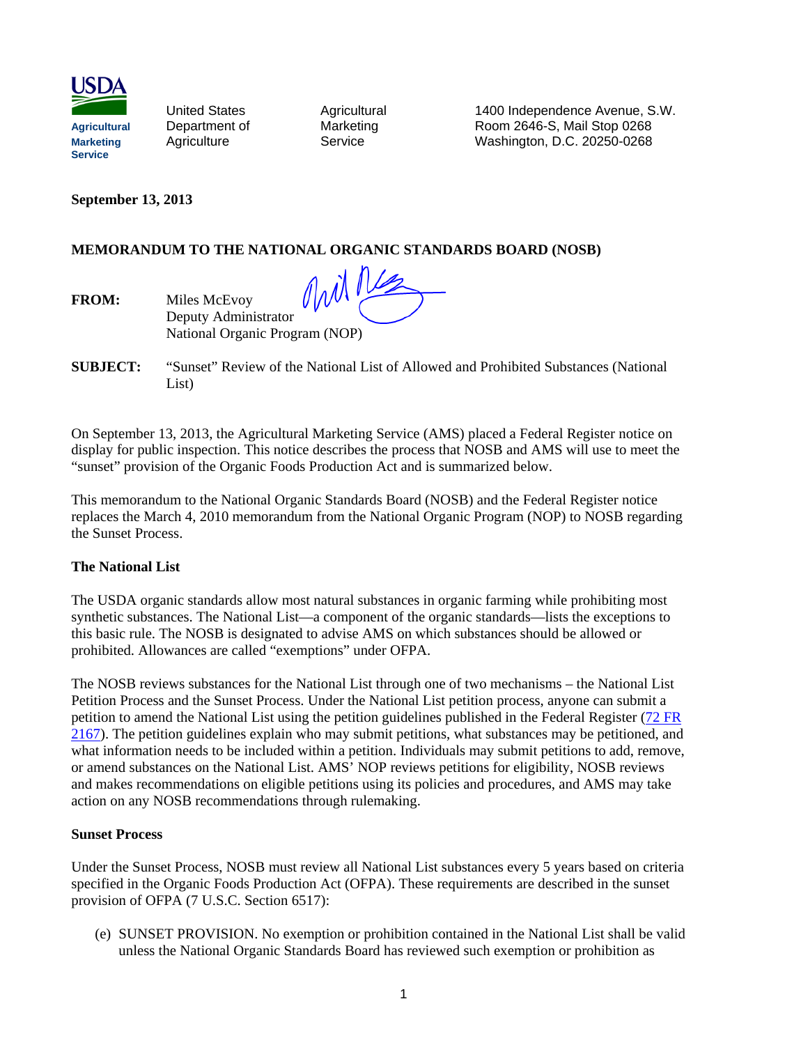USDA

Agricultural Marketing Service

United States Department of Agriculture

Agricultural Marketing Service

1400 Independence Avenue, S.W.
Room 2646-S, Mail Stop 0268
Washington, D.C. 20250-0268

**September 13, 2013**

**MEMORANDUM TO THE NATIONAL ORGANIC STANDARDS BOARD (NOSB)**

**FROM:** Miles McEvoy
Deputy Administrator
National Organic Program (NOP)

**SUBJECT:** "Sunset" Review of the National List of Allowed and Prohibited Substances (National List)

On September 13, 2013, the Agricultural Marketing Service (AMS) placed a Federal Register notice on display for public inspection. This notice describes the process that NOSB and AMS will use to meet the "sunset" provision of the Organic Foods Production Act and is summarized below.

This memorandum to the National Organic Standards Board (NOSB) and the Federal Register notice replaces the March 4, 2010 memorandum from the National Organic Program (NOP) to NOSB regarding the Sunset Process.

**The National List**

The USDA organic standards allow most natural substances in organic farming while prohibiting most synthetic substances. The National List—a component of the organic standards—lists the exceptions to this basic rule. The NOSB is designated to advise AMS on which substances should be allowed or prohibited. Allowances are called "exemptions" under OFPA.

The NOSB reviews substances for the National List through one of two mechanisms – the National List Petition Process and the Sunset Process. Under the National List petition process, anyone can submit a petition to amend the National List using the petition guidelines published in the Federal Register (72 FR 2167). The petition guidelines explain who may submit petitions, what substances may be petitioned, and what information needs to be included within a petition. Individuals may submit petitions to add, remove, or amend substances on the National List. AMS' NOP reviews petitions for eligibility, NOSB reviews and makes recommendations on eligible petitions using its policies and procedures, and AMS may take action on any NOSB recommendations through rulemaking.

**Sunset Process**

Under the Sunset Process, NOSB must review all National List substances every 5 years based on criteria specified in the Organic Foods Production Act (OFPA). These requirements are described in the sunset provision of OFPA (7 U.S.C. Section 6517):

(e) SUNSET PROVISION. No exemption or prohibition contained in the National List shall be valid unless the National Organic Standards Board has reviewed such exemption or prohibition as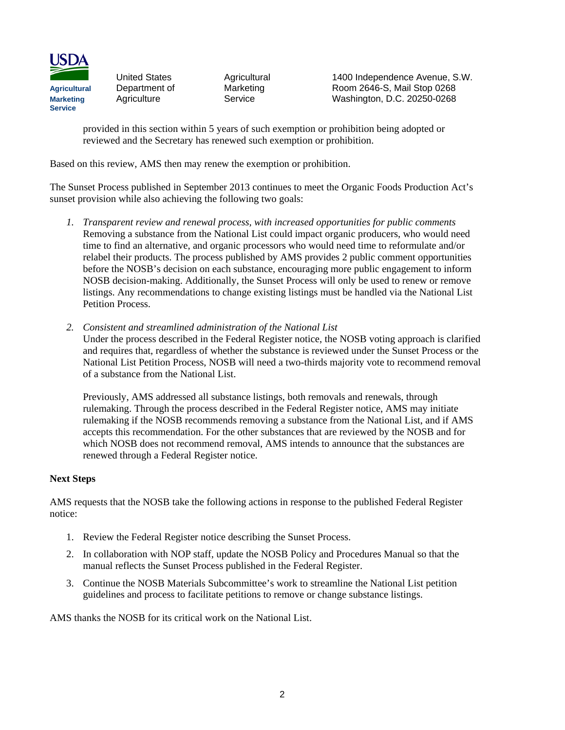provided in this section within 5 years of such exemption or prohibition being adopted or reviewed and the Secretary has renewed such exemption or prohibition.

Based on this review, AMS then may renew the exemption or prohibition.

The Sunset Process published in September 2013 continues to meet the Organic Foods Production Act's sunset provision while also achieving the following two goals:

1. *Transparent review and renewal process, with increased opportunities for public comments*
   Removing a substance from the National List could impact organic producers, who would need time to find an alternative, and organic processors who would need time to reformulate and/or relabel their products. The process published by AMS provides 2 public comment opportunities before the NOSB's decision on each substance, encouraging more public engagement to inform NOSB decision-making. Additionally, the Sunset Process will only be used to renew or remove listings. Any recommendations to change existing listings must be handled via the National List Petition Process.

2. *Consistent and streamlined administration of the National List*
   Under the process described in the Federal Register notice, the NOSB voting approach is clarified and requires that, regardless of whether the substance is reviewed under the Sunset Process or the National List Petition Process, NOSB will need a two-thirds majority vote to recommend removal of a substance from the National List.

   Previously, AMS addressed all substance listings, both removals and renewals, through rulemaking. Through the process described in the Federal Register notice, AMS may initiate rulemaking if the NOSB recommends removing a substance from the National List, and if AMS accepts this recommendation. For the other substances that are reviewed by the NOSB and for which NOSB does not recommend removal, AMS intends to announce that the substances are renewed through a Federal Register notice.

**Next Steps**

AMS requests that the NOSB take the following actions in response to the published Federal Register notice:

1. Review the Federal Register notice describing the Sunset Process.
2. In collaboration with NOP staff, update the NOSB Policy and Procedures Manual so that the manual reflects the Sunset Process published in the Federal Register.
3. Continue the NOSB Materials Subcommittee's work to streamline the National List petition guidelines and process to facilitate petitions to remove or change substance listings.

AMS thanks the NOSB for its critical work on the National List.